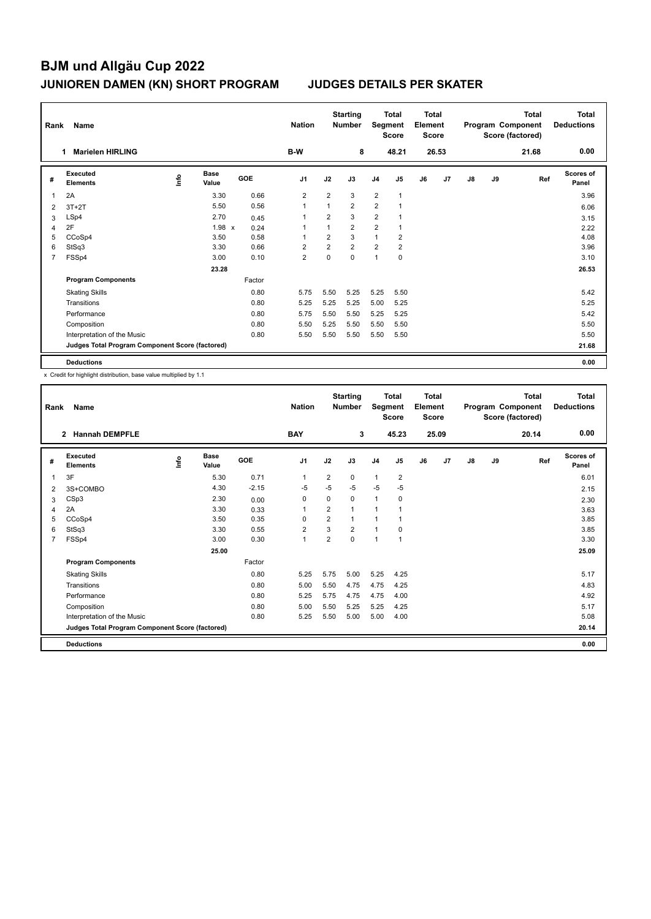# BJM und Allgäu Cup 2022

## JUNIOREN DAMEN (KN) SHORT PROGRAM JUDGES DETAILS PER SKATER

| Rank | Name | Nation | Starting Number | Total Segment Score | Total Element Score | Total Program Component Score (factored) | Total Deductions |
|---|---|---|---|---|---|---|---|
| 1 | Marielen HIRLING | B-W | 8 | 48.21 | 26.53 | 21.68 | 0.00 |

| # | Executed Elements | Info | Base Value | GOE | J1 | J2 | J3 | J4 | J5 | J6 | J7 | J8 | J9 | Ref | Scores of Panel |
|---|---|---|---|---|---|---|---|---|---|---|---|---|---|---|---|
| 1 | 2A | | 3.30 | 0.66 | 2 | 2 | 3 | 2 | 1 | | | | | | 3.96 |
| 2 | 3T+2T | | 5.50 | 0.56 | 1 | 1 | 2 | 2 | 1 | | | | | | 6.06 |
| 3 | LSp4 | | 2.70 | 0.45 | 1 | 2 | 3 | 2 | 1 | | | | | | 3.15 |
| 4 | 2F | | 1.98 x | 0.24 | 1 | 1 | 2 | 2 | 1 | | | | | | 2.22 |
| 5 | CCoSp4 | | 3.50 | 0.58 | 1 | 2 | 3 | 1 | 2 | | | | | | 4.08 |
| 6 | StSq3 | | 3.30 | 0.66 | 2 | 2 | 2 | 2 | 2 | | | | | | 3.96 |
| 7 | FSSp4 | | 3.00 | 0.10 | 2 | 0 | 0 | 1 | 0 | | | | | | 3.10 |
| | | | 23.28 | | | | | | | | | | | | 26.53 |
| | **Program Components** | | | Factor | | | | | | | | | | | |
| | Skating Skills | | | 0.80 | 5.75 | 5.50 | 5.25 | 5.25 | 5.50 | | | | | | 5.42 |
| | Transitions | | | 0.80 | 5.25 | 5.25 | 5.25 | 5.00 | 5.25 | | | | | | 5.25 |
| | Performance | | | 0.80 | 5.75 | 5.50 | 5.50 | 5.25 | 5.25 | | | | | | 5.42 |
| | Composition | | | 0.80 | 5.50 | 5.25 | 5.50 | 5.50 | 5.50 | | | | | | 5.50 |
| | Interpretation of the Music | | | 0.80 | 5.50 | 5.50 | 5.50 | 5.50 | 5.50 | | | | | | 5.50 |
| | **Judges Total Program Component Score (factored)** | | | | | | | | | | | | | | 21.68 |
| | **Deductions** | | | | | | | | | | | | | | 0.00 |

x Credit for highlight distribution, base value multiplied by 1.1

| Rank | Name | Nation | Starting Number | Total Segment Score | Total Element Score | Total Program Component Score (factored) | Total Deductions |
|---|---|---|---|---|---|---|---|
| 2 | Hannah DEMPFLE | BAY | 3 | 45.23 | 25.09 | 20.14 | 0.00 |

| # | Executed Elements | Info | Base Value | GOE | J1 | J2 | J3 | J4 | J5 | J6 | J7 | J8 | J9 | Ref | Scores of Panel |
|---|---|---|---|---|---|---|---|---|---|---|---|---|---|---|---|
| 1 | 3F | | 5.30 | 0.71 | 1 | 2 | 0 | 1 | 2 | | | | | | 6.01 |
| 2 | 3S+COMBO | | 4.30 | -2.15 | -5 | -5 | -5 | -5 | -5 | | | | | | 2.15 |
| 3 | CSp3 | | 2.30 | 0.00 | 0 | 0 | 0 | 1 | 0 | | | | | | 2.30 |
| 4 | 2A | | 3.30 | 0.33 | 1 | 2 | 1 | 1 | 1 | | | | | | 3.63 |
| 5 | CCoSp4 | | 3.50 | 0.35 | 0 | 2 | 1 | 1 | 1 | | | | | | 3.85 |
| 6 | StSq3 | | 3.30 | 0.55 | 2 | 3 | 2 | 1 | 0 | | | | | | 3.85 |
| 7 | FSSp4 | | 3.00 | 0.30 | 1 | 2 | 0 | 1 | 1 | | | | | | 3.30 |
| | | | 25.00 | | | | | | | | | | | | 25.09 |
| | **Program Components** | | | Factor | | | | | | | | | | | |
| | Skating Skills | | | 0.80 | 5.25 | 5.75 | 5.00 | 5.25 | 4.25 | | | | | | 5.17 |
| | Transitions | | | 0.80 | 5.00 | 5.50 | 4.75 | 4.75 | 4.25 | | | | | | 4.83 |
| | Performance | | | 0.80 | 5.25 | 5.75 | 4.75 | 4.75 | 4.00 | | | | | | 4.92 |
| | Composition | | | 0.80 | 5.00 | 5.50 | 5.25 | 5.25 | 4.25 | | | | | | 5.17 |
| | Interpretation of the Music | | | 0.80 | 5.25 | 5.50 | 5.00 | 5.00 | 4.00 | | | | | | 5.08 |
| | **Judges Total Program Component Score (factored)** | | | | | | | | | | | | | | 20.14 |
| | **Deductions** | | | | | | | | | | | | | | 0.00 |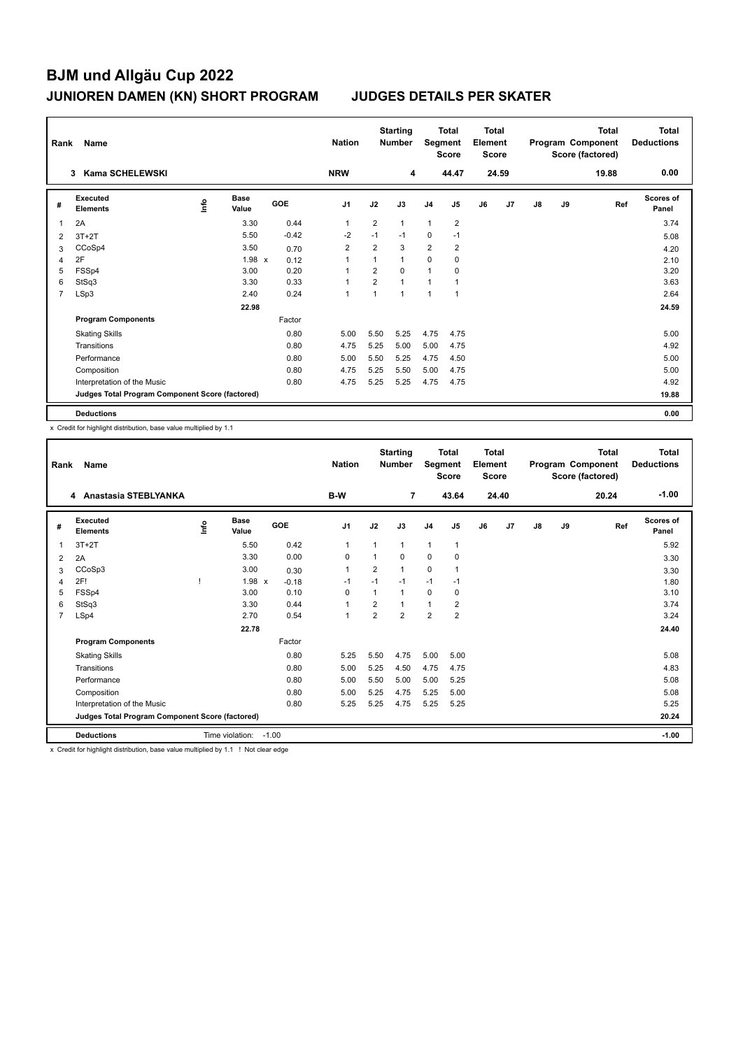# BJM und Allgäu Cup 2022

## JUNIOREN DAMEN (KN) SHORT PROGRAM JUDGES DETAILS PER SKATER

| Rank | Name | Nation | Starting Number | Total Segment Score | Total Element Score | Total Program Component Score (factored) | Total Deductions |
|---|---|---|---|---|---|---|---|
| 3 | Kama SCHELEWSKI | NRW | 4 | 44.47 | 24.59 | 19.88 | 0.00 |

| # | Executed Elements | Info | Base Value | | GOE | J1 | J2 | J3 | J4 | J5 | J6 | J7 | J8 | J9 | Ref | Scores of Panel |
|---|---|---|---|---|---|---|---|---|---|---|---|---|---|---|---|---|
| 1 | 2A | | 3.30 | | 0.44 | 1 | 2 | 1 | 1 | 2 | | | | | | 3.74 |
| 2 | 3T+2T | | 5.50 | | -0.42 | -2 | -1 | -1 | 0 | -1 | | | | | | 5.08 |
| 3 | CCoSp4 | | 3.50 | | 0.70 | 2 | 2 | 3 | 2 | 2 | | | | | | 4.20 |
| 4 | 2F | | 1.98 | x | 0.12 | 1 | 1 | 1 | 0 | 0 | | | | | | 2.10 |
| 5 | FSSp4 | | 3.00 | | 0.20 | 1 | 2 | 0 | 1 | 0 | | | | | | 3.20 |
| 6 | StSq3 | | 3.30 | | 0.33 | 1 | 2 | 1 | 1 | 1 | | | | | | 3.63 |
| 7 | LSp3 | | 2.40 | | 0.24 | 1 | 1 | 1 | 1 | 1 | | | | | | 2.64 |
| | | | 22.98 | | | | | | | | | | | | | 24.59 |
| | **Program Components** | | | | Factor | | | | | | | | | | | |
| | Skating Skills | | | | 0.80 | 5.00 | 5.50 | 5.25 | 4.75 | 4.75 | | | | | | 5.00 |
| | Transitions | | | | 0.80 | 4.75 | 5.25 | 5.00 | 5.00 | 4.75 | | | | | | 4.92 |
| | Performance | | | | 0.80 | 5.00 | 5.50 | 5.25 | 4.75 | 4.50 | | | | | | 5.00 |
| | Composition | | | | 0.80 | 4.75 | 5.25 | 5.50 | 5.00 | 4.75 | | | | | | 5.00 |
| | Interpretation of the Music | | | | 0.80 | 4.75 | 5.25 | 5.25 | 4.75 | 4.75 | | | | | | 4.92 |
| | **Judges Total Program Component Score (factored)** | | | | | | | | | | | | | | | 19.88 |
| | **Deductions** | | | | | | | | | | | | | | | 0.00 |

x Credit for highlight distribution, base value multiplied by 1.1

| Rank | Name | Nation | Starting Number | Total Segment Score | Total Element Score | Total Program Component Score (factored) | Total Deductions |
|---|---|---|---|---|---|---|---|
| 4 | Anastasia STEBLYANKA | B-W | 7 | 43.64 | 24.40 | 20.24 | -1.00 |

| # | Executed Elements | Info | Base Value | | GOE | J1 | J2 | J3 | J4 | J5 | J6 | J7 | J8 | J9 | Ref | Scores of Panel |
|---|---|---|---|---|---|---|---|---|---|---|---|---|---|---|---|---|
| 1 | 3T+2T | | 5.50 | | 0.42 | 1 | 1 | 1 | 1 | 1 | | | | | | 5.92 |
| 2 | 2A | | 3.30 | | 0.00 | 0 | 1 | 0 | 0 | 0 | | | | | | 3.30 |
| 3 | CCoSp3 | | 3.00 | | 0.30 | 1 | 2 | 1 | 0 | 1 | | | | | | 3.30 |
| 4 | 2F! | ! | 1.98 | x | -0.18 | -1 | -1 | -1 | -1 | -1 | | | | | | 1.80 |
| 5 | FSSp4 | | 3.00 | | 0.10 | 0 | 1 | 1 | 0 | 0 | | | | | | 3.10 |
| 6 | StSq3 | | 3.30 | | 0.44 | 1 | 2 | 1 | 1 | 2 | | | | | | 3.74 |
| 7 | LSp4 | | 2.70 | | 0.54 | 1 | 2 | 2 | 2 | 2 | | | | | | 3.24 |
| | | | 22.78 | | | | | | | | | | | | | 24.40 |
| | **Program Components** | | | | Factor | | | | | | | | | | | |
| | Skating Skills | | | | 0.80 | 5.25 | 5.50 | 4.75 | 5.00 | 5.00 | | | | | | 5.08 |
| | Transitions | | | | 0.80 | 5.00 | 5.25 | 4.50 | 4.75 | 4.75 | | | | | | 4.83 |
| | Performance | | | | 0.80 | 5.00 | 5.50 | 5.00 | 5.00 | 5.25 | | | | | | 5.08 |
| | Composition | | | | 0.80 | 5.00 | 5.25 | 4.75 | 5.25 | 5.00 | | | | | | 5.08 |
| | Interpretation of the Music | | | | 0.80 | 5.25 | 5.25 | 4.75 | 5.25 | 5.25 | | | | | | 5.25 |
| | **Judges Total Program Component Score (factored)** | | | | | | | | | | | | | | | 20.24 |
| | **Deductions** | Time violation: | -1.00 | | | | | | | | | | | | | -1.00 |

x Credit for highlight distribution, base value multiplied by 1.1 ! Not clear edge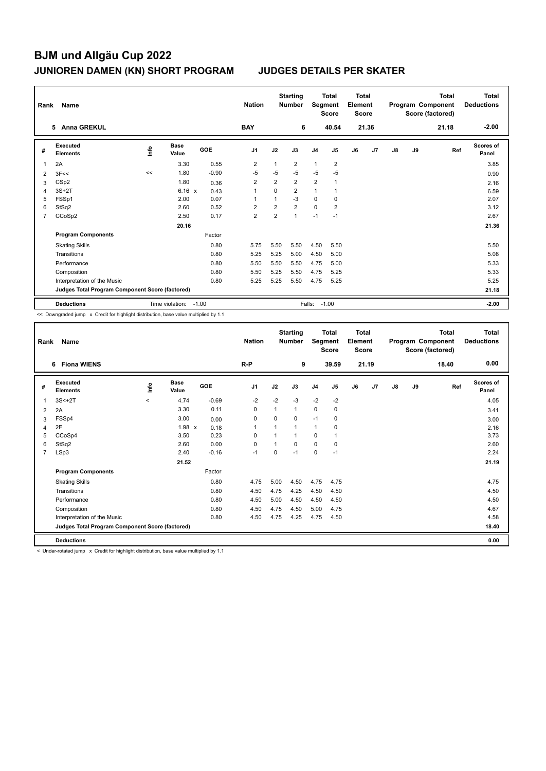# BJM und Allgäu Cup 2022

## JUNIOREN DAMEN (KN) SHORT PROGRAM JUDGES DETAILS PER SKATER

| Rank | Name | Nation | Starting Number | Total Segment Score | Total Element Score | Total Program Component Score (factored) | Total Deductions |
|---|---|---|---|---|---|---|---|
| 5 | Anna GREKUL | BAY | 6 | 40.54 | 21.36 | 21.18 | -2.00 |

| # | Executed Elements | Info | Base Value | | GOE | J1 | J2 | J3 | J4 | J5 | J6 | J7 | J8 | J9 | Ref | Scores of Panel |
|---|---|---|---|---|---|---|---|---|---|---|---|---|---|---|---|---|
| 1 | 2A | | 3.30 | | 0.55 | 2 | 1 | 2 | 1 | 2 | | | | | | 3.85 |
| 2 | 3F<< | << | 1.80 | | -0.90 | -5 | -5 | -5 | -5 | -5 | | | | | | 0.90 |
| 3 | CSp2 | | 1.80 | | 0.36 | 2 | 2 | 2 | 2 | 1 | | | | | | 2.16 |
| 4 | 3S+2T | | 6.16 | x | 0.43 | 1 | 0 | 2 | 1 | 1 | | | | | | 6.59 |
| 5 | FSSp1 | | 2.00 | | 0.07 | 1 | 1 | -3 | 0 | 0 | | | | | | 2.07 |
| 6 | StSq2 | | 2.60 | | 0.52 | 2 | 2 | 2 | 0 | 2 | | | | | | 3.12 |
| 7 | CCoSp2 | | 2.50 | | 0.17 | 2 | 2 | 1 | -1 | -1 | | | | | | 2.67 |
| | | | 20.16 | | | | | | | | | | | | | 21.36 |
| | **Program Components** | | | | Factor | | | | | | | | | | | |
| | Skating Skills | | | | 0.80 | 5.75 | 5.50 | 5.50 | 4.50 | 5.50 | | | | | | 5.50 |
| | Transitions | | | | 0.80 | 5.25 | 5.25 | 5.00 | 4.50 | 5.00 | | | | | | 5.08 |
| | Performance | | | | 0.80 | 5.50 | 5.50 | 5.50 | 4.75 | 5.00 | | | | | | 5.33 |
| | Composition | | | | 0.80 | 5.50 | 5.25 | 5.50 | 4.75 | 5.25 | | | | | | 5.33 |
| | Interpretation of the Music | | | | 0.80 | 5.25 | 5.25 | 5.50 | 4.75 | 5.25 | | | | | | 5.25 |
| | **Judges Total Program Component Score (factored)** | | | | | | | | | | | | | | | 21.18 |
| | **Deductions** | | Time violation: | | -1.00 | | | Falls: | -1.00 | | | | | | | -2.00 |

<< Downgraded jump x Credit for highlight distribution, base value multiplied by 1.1

| Rank | Name | Nation | Starting Number | Total Segment Score | Total Element Score | Total Program Component Score (factored) | Total Deductions |
|---|---|---|---|---|---|---|---|
| 6 | Fiona WIENS | R-P | 9 | 39.59 | 21.19 | 18.40 | 0.00 |

| # | Executed Elements | Info | Base Value | | GOE | J1 | J2 | J3 | J4 | J5 | J6 | J7 | J8 | J9 | Ref | Scores of Panel |
|---|---|---|---|---|---|---|---|---|---|---|---|---|---|---|---|---|
| 1 | 3S<+2T | < | 4.74 | | -0.69 | -2 | -2 | -3 | -2 | -2 | | | | | | 4.05 |
| 2 | 2A | | 3.30 | | 0.11 | 0 | 1 | 1 | 0 | 0 | | | | | | 3.41 |
| 3 | FSSp4 | | 3.00 | | 0.00 | 0 | 0 | 0 | -1 | 0 | | | | | | 3.00 |
| 4 | 2F | | 1.98 | x | 0.18 | 1 | 1 | 1 | 1 | 0 | | | | | | 2.16 |
| 5 | CCoSp4 | | 3.50 | | 0.23 | 0 | 1 | 1 | 0 | 1 | | | | | | 3.73 |
| 6 | StSq2 | | 2.60 | | 0.00 | 0 | 1 | 0 | 0 | 0 | | | | | | 2.60 |
| 7 | LSp3 | | 2.40 | | -0.16 | -1 | 0 | -1 | 0 | -1 | | | | | | 2.24 |
| | | | 21.52 | | | | | | | | | | | | | 21.19 |
| | **Program Components** | | | | Factor | | | | | | | | | | | |
| | Skating Skills | | | | 0.80 | 4.75 | 5.00 | 4.50 | 4.75 | 4.75 | | | | | | 4.75 |
| | Transitions | | | | 0.80 | 4.50 | 4.75 | 4.25 | 4.50 | 4.50 | | | | | | 4.50 |
| | Performance | | | | 0.80 | 4.50 | 5.00 | 4.50 | 4.50 | 4.50 | | | | | | 4.50 |
| | Composition | | | | 0.80 | 4.50 | 4.75 | 4.50 | 5.00 | 4.75 | | | | | | 4.67 |
| | Interpretation of the Music | | | | 0.80 | 4.50 | 4.75 | 4.25 | 4.75 | 4.50 | | | | | | 4.58 |
| | **Judges Total Program Component Score (factored)** | | | | | | | | | | | | | | | 18.40 |
| | **Deductions** | | | | | | | | | | | | | | | 0.00 |

< Under-rotated jump x Credit for highlight distribution, base value multiplied by 1.1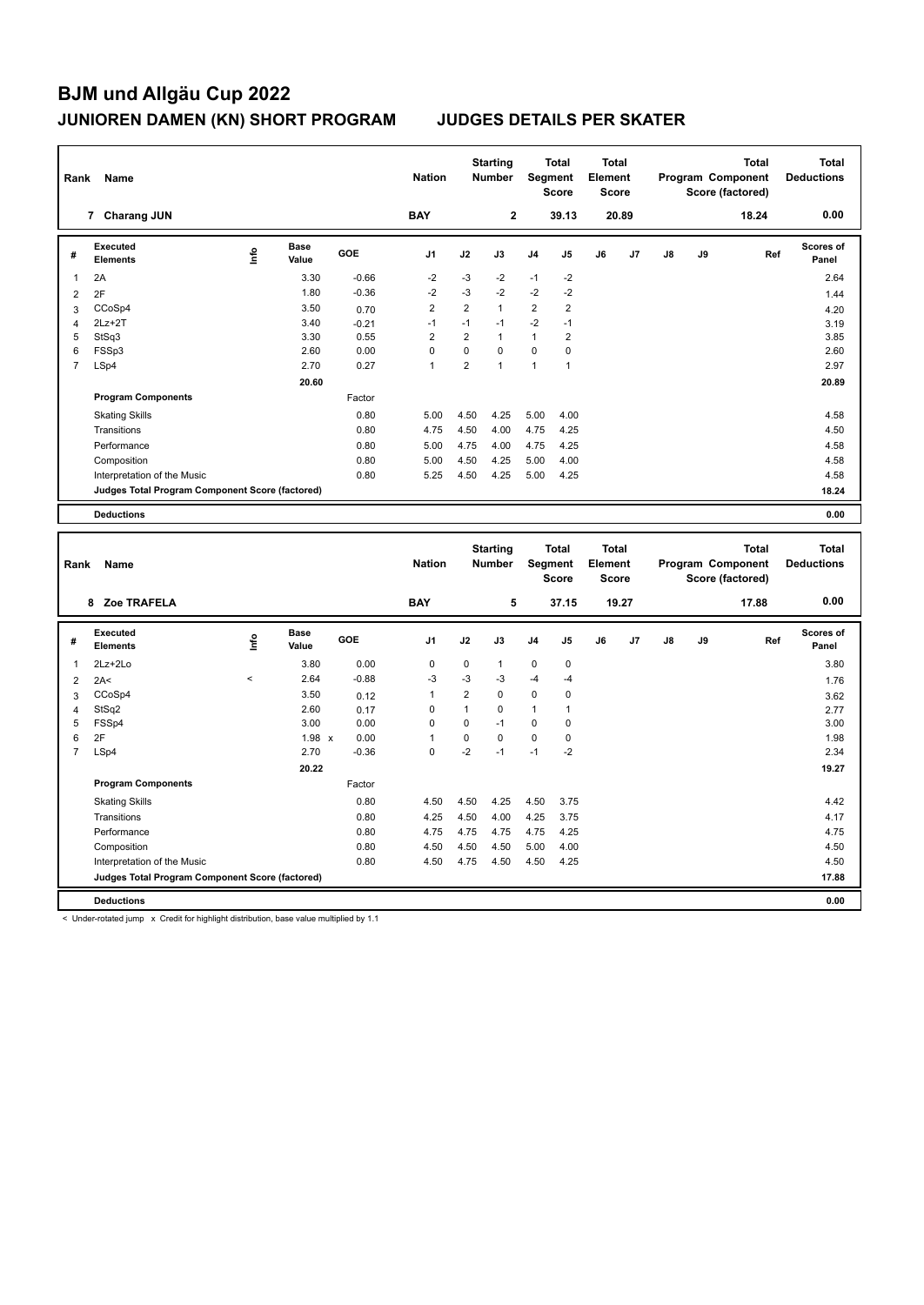# BJM und Allgäu Cup 2022

## JUNIOREN DAMEN (KN) SHORT PROGRAM JUDGES DETAILS PER SKATER

| Rank | Name | Nation | Starting Number | Total Segment Score | Total Element Score | Total Program Component Score (factored) | Total Deductions |
|---|---|---|---|---|---|---|---|
| 7 | Charang JUN | BAY | 2 | 39.13 | 20.89 | 18.24 | 0.00 |

| # | Executed Elements | Info | Base Value | GOE | J1 | J2 | J3 | J4 | J5 | J6 | J7 | J8 | J9 | Ref | Scores of Panel |
|---|---|---|---|---|---|---|---|---|---|---|---|---|---|---|---|
| 1 | 2A | | 3.30 | -0.66 | -2 | -3 | -2 | -1 | -2 | | | | | | 2.64 |
| 2 | 2F | | 1.80 | -0.36 | -2 | -3 | -2 | -2 | -2 | | | | | | 1.44 |
| 3 | CCoSp4 | | 3.50 | 0.70 | 2 | 2 | 1 | 2 | 2 | | | | | | 4.20 |
| 4 | 2Lz+2T | | 3.40 | -0.21 | -1 | -1 | -1 | -2 | -1 | | | | | | 3.19 |
| 5 | StSq3 | | 3.30 | 0.55 | 2 | 2 | 1 | 1 | 2 | | | | | | 3.85 |
| 6 | FSSp3 | | 2.60 | 0.00 | 0 | 0 | 0 | 0 | 0 | | | | | | 2.60 |
| 7 | LSp4 | | 2.70 | 0.27 | 1 | 2 | 1 | 1 | 1 | | | | | | 2.97 |
| | | | 20.60 | | | | | | | | | | | | 20.89 |
| | **Program Components** | | | Factor | | | | | | | | | | | |
| | Skating Skills | | | 0.80 | 5.00 | 4.50 | 4.25 | 5.00 | 4.00 | | | | | | 4.58 |
| | Transitions | | | 0.80 | 4.75 | 4.50 | 4.00 | 4.75 | 4.25 | | | | | | 4.50 |
| | Performance | | | 0.80 | 5.00 | 4.75 | 4.00 | 4.75 | 4.25 | | | | | | 4.58 |
| | Composition | | | 0.80 | 5.00 | 4.50 | 4.25 | 5.00 | 4.00 | | | | | | 4.58 |
| | Interpretation of the Music | | | 0.80 | 5.25 | 4.50 | 4.25 | 5.00 | 4.25 | | | | | | 4.58 |
| | **Judges Total Program Component Score (factored)** | | | | | | | | | | | | | | 18.24 |
| | **Deductions** | | | | | | | | | | | | | | 0.00 |

| Rank | Name | Nation | Starting Number | Total Segment Score | Total Element Score | Total Program Component Score (factored) | Total Deductions |
|---|---|---|---|---|---|---|---|
| 8 | Zoe TRAFELA | BAY | 5 | 37.15 | 19.27 | 17.88 | 0.00 |

| # | Executed Elements | Info | Base Value | GOE | J1 | J2 | J3 | J4 | J5 | J6 | J7 | J8 | J9 | Ref | Scores of Panel |
|---|---|---|---|---|---|---|---|---|---|---|---|---|---|---|---|
| 1 | 2Lz+2Lo | | 3.80 | 0.00 | 0 | 0 | 1 | 0 | 0 | | | | | | 3.80 |
| 2 | 2A< | < | 2.64 | -0.88 | -3 | -3 | -3 | -4 | -4 | | | | | | 1.76 |
| 3 | CCoSp4 | | 3.50 | 0.12 | 1 | 2 | 0 | 0 | 0 | | | | | | 3.62 |
| 4 | StSq2 | | 2.60 | 0.17 | 0 | 1 | 0 | 1 | 1 | | | | | | 2.77 |
| 5 | FSSp4 | | 3.00 | 0.00 | 0 | 0 | -1 | 0 | 0 | | | | | | 3.00 |
| 6 | 2F | | 1.98 x | 0.00 | 1 | 0 | 0 | 0 | 0 | | | | | | 1.98 |
| 7 | LSp4 | | 2.70 | -0.36 | 0 | -2 | -1 | -1 | -2 | | | | | | 2.34 |
| | | | 20.22 | | | | | | | | | | | | 19.27 |
| | **Program Components** | | | Factor | | | | | | | | | | | |
| | Skating Skills | | | 0.80 | 4.50 | 4.50 | 4.25 | 4.50 | 3.75 | | | | | | 4.42 |
| | Transitions | | | 0.80 | 4.25 | 4.50 | 4.00 | 4.25 | 3.75 | | | | | | 4.17 |
| | Performance | | | 0.80 | 4.75 | 4.75 | 4.75 | 4.75 | 4.25 | | | | | | 4.75 |
| | Composition | | | 0.80 | 4.50 | 4.50 | 4.50 | 5.00 | 4.00 | | | | | | 4.50 |
| | Interpretation of the Music | | | 0.80 | 4.50 | 4.75 | 4.50 | 4.50 | 4.25 | | | | | | 4.50 |
| | **Judges Total Program Component Score (factored)** | | | | | | | | | | | | | | 17.88 |
| | **Deductions** | | | | | | | | | | | | | | 0.00 |

< Under-rotated jump x Credit for highlight distribution, base value multiplied by 1.1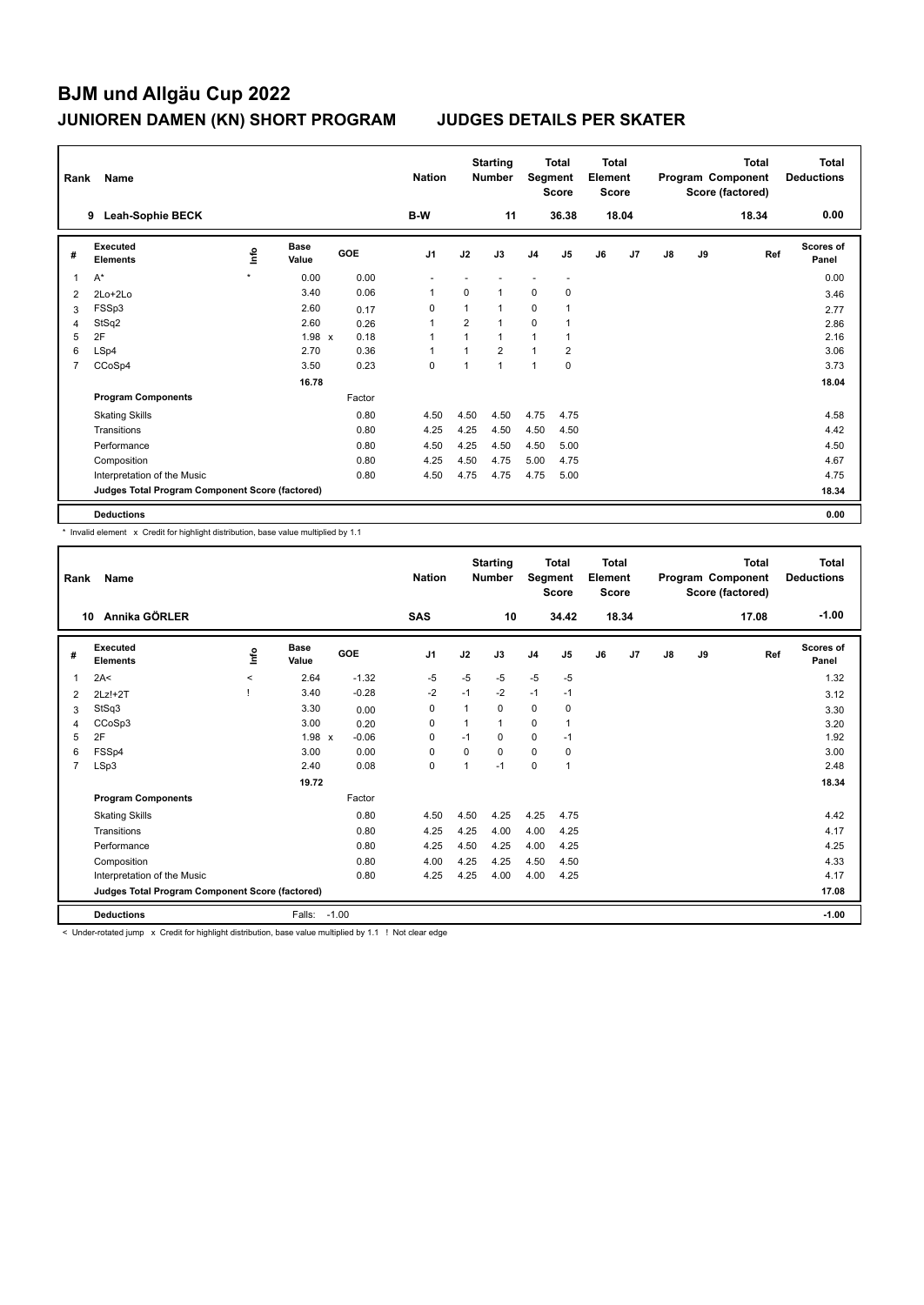# BJM und Allgäu Cup 2022

## JUNIOREN DAMEN (KN) SHORT PROGRAM JUDGES DETAILS PER SKATER

| Rank | Name | Nation | Starting Number | Total Segment Score | Total Element Score | Total Program Component Score (factored) | Total Deductions |
|---|---|---|---|---|---|---|---|
| 9 | Leah-Sophie BECK | B-W | 11 | 36.38 | 18.04 | 18.34 | 0.00 |

| # | Executed Elements | Info | Base Value | | GOE | J1 | J2 | J3 | J4 | J5 | J6 | J7 | J8 | J9 | Ref | Scores of Panel |
|---|---|---|---|---|---|---|---|---|---|---|---|---|---|---|---|---|
| 1 | A* | * | 0.00 | | 0.00 | - | - | - | - | - | | | | | | 0.00 |
| 2 | 2Lo+2Lo | | 3.40 | | 0.06 | 1 | 0 | 1 | 0 | 0 | | | | | | 3.46 |
| 3 | FSSp3 | | 2.60 | | 0.17 | 0 | 1 | 1 | 0 | 1 | | | | | | 2.77 |
| 4 | StSq2 | | 2.60 | | 0.26 | 1 | 2 | 1 | 0 | 1 | | | | | | 2.86 |
| 5 | 2F | | 1.98 | x | 0.18 | 1 | 1 | 1 | 1 | 1 | | | | | | 2.16 |
| 6 | LSp4 | | 2.70 | | 0.36 | 1 | 1 | 2 | 1 | 2 | | | | | | 3.06 |
| 7 | CCoSp4 | | 3.50 | | 0.23 | 0 | 1 | 1 | 1 | 0 | | | | | | 3.73 |
| | | | 16.78 | | | | | | | | | | | | | 18.04 |
| | **Program Components** | | | | Factor | | | | | | | | | | | |
| | Skating Skills | | | | 0.80 | 4.50 | 4.50 | 4.50 | 4.75 | 4.75 | | | | | | 4.58 |
| | Transitions | | | | 0.80 | 4.25 | 4.25 | 4.50 | 4.50 | 4.50 | | | | | | 4.42 |
| | Performance | | | | 0.80 | 4.50 | 4.25 | 4.50 | 4.50 | 5.00 | | | | | | 4.50 |
| | Composition | | | | 0.80 | 4.25 | 4.50 | 4.75 | 5.00 | 4.75 | | | | | | 4.67 |
| | Interpretation of the Music | | | | 0.80 | 4.50 | 4.75 | 4.75 | 4.75 | 5.00 | | | | | | 4.75 |
| | **Judges Total Program Component Score (factored)** | | | | | | | | | | | | | | | 18.34 |
| | **Deductions** | | | | | | | | | | | | | | | 0.00 |

\* Invalid element x Credit for highlight distribution, base value multiplied by 1.1

| Rank | Name | Nation | Starting Number | Total Segment Score | Total Element Score | Total Program Component Score (factored) | Total Deductions |
|---|---|---|---|---|---|---|---|
| 10 | Annika GÖRLER | SAS | 10 | 34.42 | 18.34 | 17.08 | -1.00 |

| # | Executed Elements | Info | Base Value | | GOE | J1 | J2 | J3 | J4 | J5 | J6 | J7 | J8 | J9 | Ref | Scores of Panel |
|---|---|---|---|---|---|---|---|---|---|---|---|---|---|---|---|---|
| 1 | 2A< | < | 2.64 | | -1.32 | -5 | -5 | -5 | -5 | -5 | | | | | | 1.32 |
| 2 | 2Lz!+2T | ! | 3.40 | | -0.28 | -2 | -1 | -2 | -1 | -1 | | | | | | 3.12 |
| 3 | StSq3 | | 3.30 | | 0.00 | 0 | 1 | 0 | 0 | 0 | | | | | | 3.30 |
| 4 | CCoSp3 | | 3.00 | | 0.20 | 0 | 1 | 1 | 0 | 1 | | | | | | 3.20 |
| 5 | 2F | | 1.98 | x | -0.06 | 0 | -1 | 0 | 0 | -1 | | | | | | 1.92 |
| 6 | FSSp4 | | 3.00 | | 0.00 | 0 | 0 | 0 | 0 | 0 | | | | | | 3.00 |
| 7 | LSp3 | | 2.40 | | 0.08 | 0 | 1 | -1 | 0 | 1 | | | | | | 2.48 |
| | | | 19.72 | | | | | | | | | | | | | 18.34 |
| | **Program Components** | | | | Factor | | | | | | | | | | | |
| | Skating Skills | | | | 0.80 | 4.50 | 4.50 | 4.25 | 4.25 | 4.75 | | | | | | 4.42 |
| | Transitions | | | | 0.80 | 4.25 | 4.25 | 4.00 | 4.00 | 4.25 | | | | | | 4.17 |
| | Performance | | | | 0.80 | 4.25 | 4.50 | 4.25 | 4.00 | 4.25 | | | | | | 4.25 |
| | Composition | | | | 0.80 | 4.00 | 4.25 | 4.25 | 4.50 | 4.50 | | | | | | 4.33 |
| | Interpretation of the Music | | | | 0.80 | 4.25 | 4.25 | 4.00 | 4.00 | 4.25 | | | | | | 4.17 |
| | **Judges Total Program Component Score (factored)** | | | | | | | | | | | | | | | 17.08 |
| | **Deductions** | | Falls: | | -1.00 | | | | | | | | | | | -1.00 |

< Under-rotated jump x Credit for highlight distribution, base value multiplied by 1.1 ! Not clear edge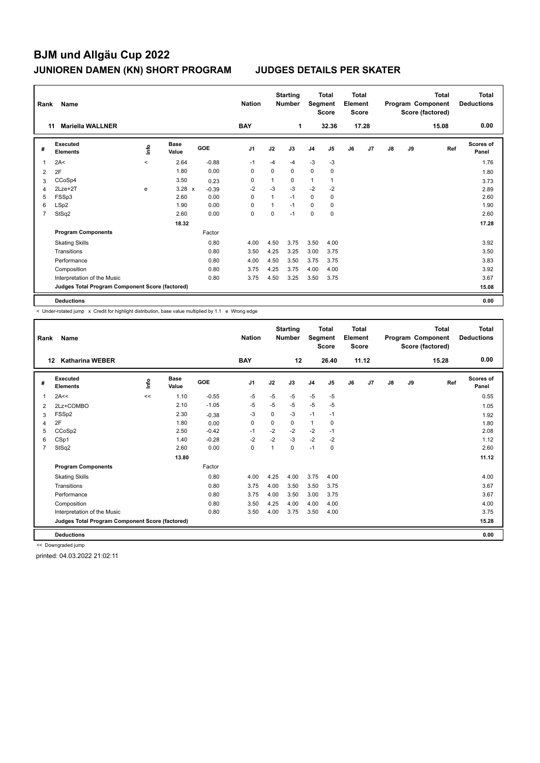# BJM und Allgäu Cup 2022

## JUNIOREN DAMEN (KN) SHORT PROGRAM JUDGES DETAILS PER SKATER

| Rank | Name | Nation | Starting Number | Total Segment Score | Total Element Score | Total Program Component Score (factored) | Total Deductions |
|---|---|---|---|---|---|---|---|
| 11 | Mariella WALLNER | BAY | 1 | 32.36 | 17.28 | 15.08 | 0.00 |

| # | Executed Elements | Info | Base Value | GOE | J1 | J2 | J3 | J4 | J5 | J6 | J7 | J8 | J9 | Ref | Scores of Panel |
|---|---|---|---|---|---|---|---|---|---|---|---|---|---|---|---|
| 1 | 2A< | < | 2.64 | -0.88 | -1 | -4 | -4 | -3 | -3 | | | | | | 1.76 |
| 2 | 2F | | 1.80 | 0.00 | 0 | 0 | 0 | 0 | 0 | | | | | | 1.80 |
| 3 | CCoSp4 | | 3.50 | 0.23 | 0 | 1 | 0 | 1 | 1 | | | | | | 3.73 |
| 4 | 2Lze+2T | e | 3.28 x | -0.39 | -2 | -3 | -3 | -2 | -2 | | | | | | 2.89 |
| 5 | FSSp3 | | 2.60 | 0.00 | 0 | 1 | -1 | 0 | 0 | | | | | | 2.60 |
| 6 | LSp2 | | 1.90 | 0.00 | 0 | 1 | -1 | 0 | 0 | | | | | | 1.90 |
| 7 | StSq2 | | 2.60 | 0.00 | 0 | 0 | -1 | 0 | 0 | | | | | | 2.60 |
| | | | 18.32 | | | | | | | | | | | | 17.28 |
| | **Program Components** | | | Factor | | | | | | | | | | | |
| | Skating Skills | | | 0.80 | 4.00 | 4.50 | 3.75 | 3.50 | 4.00 | | | | | | 3.92 |
| | Transitions | | | 0.80 | 3.50 | 4.25 | 3.25 | 3.00 | 3.75 | | | | | | 3.50 |
| | Performance | | | 0.80 | 4.00 | 4.50 | 3.50 | 3.75 | 3.75 | | | | | | 3.83 |
| | Composition | | | 0.80 | 3.75 | 4.25 | 3.75 | 4.00 | 4.00 | | | | | | 3.92 |
| | Interpretation of the Music | | | 0.80 | 3.75 | 4.50 | 3.25 | 3.50 | 3.75 | | | | | | 3.67 |
| | **Judges Total Program Component Score (factored)** | | | | | | | | | | | | | | 15.08 |
| | **Deductions** | | | | | | | | | | | | | | 0.00 |

< Under-rotated jump x Credit for highlight distribution, base value multiplied by 1.1 e Wrong edge

| Rank | Name | Nation | Starting Number | Total Segment Score | Total Element Score | Total Program Component Score (factored) | Total Deductions |
|---|---|---|---|---|---|---|---|
| 12 | Katharina WEBER | BAY | 12 | 26.40 | 11.12 | 15.28 | 0.00 |

| # | Executed Elements | Info | Base Value | GOE | J1 | J2 | J3 | J4 | J5 | J6 | J7 | J8 | J9 | Ref | Scores of Panel |
|---|---|---|---|---|---|---|---|---|---|---|---|---|---|---|---|
| 1 | 2A<< | << | 1.10 | -0.55 | -5 | -5 | -5 | -5 | -5 | | | | | | 0.55 |
| 2 | 2Lz+COMBO | | 2.10 | -1.05 | -5 | -5 | -5 | -5 | -5 | | | | | | 1.05 |
| 3 | FSSp2 | | 2.30 | -0.38 | -3 | 0 | -3 | -1 | -1 | | | | | | 1.92 |
| 4 | 2F | | 1.80 | 0.00 | 0 | 0 | 0 | 1 | 0 | | | | | | 1.80 |
| 5 | CCoSp2 | | 2.50 | -0.42 | -1 | -2 | -2 | -2 | -1 | | | | | | 2.08 |
| 6 | CSp1 | | 1.40 | -0.28 | -2 | -2 | -3 | -2 | -2 | | | | | | 1.12 |
| 7 | StSq2 | | 2.60 | 0.00 | 0 | 1 | 0 | -1 | 0 | | | | | | 2.60 |
| | | | 13.80 | | | | | | | | | | | | 11.12 |
| | **Program Components** | | | Factor | | | | | | | | | | | |
| | Skating Skills | | | 0.80 | 4.00 | 4.25 | 4.00 | 3.75 | 4.00 | | | | | | 4.00 |
| | Transitions | | | 0.80 | 3.75 | 4.00 | 3.50 | 3.50 | 3.75 | | | | | | 3.67 |
| | Performance | | | 0.80 | 3.75 | 4.00 | 3.50 | 3.00 | 3.75 | | | | | | 3.67 |
| | Composition | | | 0.80 | 3.50 | 4.25 | 4.00 | 4.00 | 4.00 | | | | | | 4.00 |
| | Interpretation of the Music | | | 0.80 | 3.50 | 4.00 | 3.75 | 3.50 | 4.00 | | | | | | 3.75 |
| | **Judges Total Program Component Score (factored)** | | | | | | | | | | | | | | 15.28 |
| | **Deductions** | | | | | | | | | | | | | | 0.00 |

<< Downgraded jump

printed: 04.03.2022 21:02:11